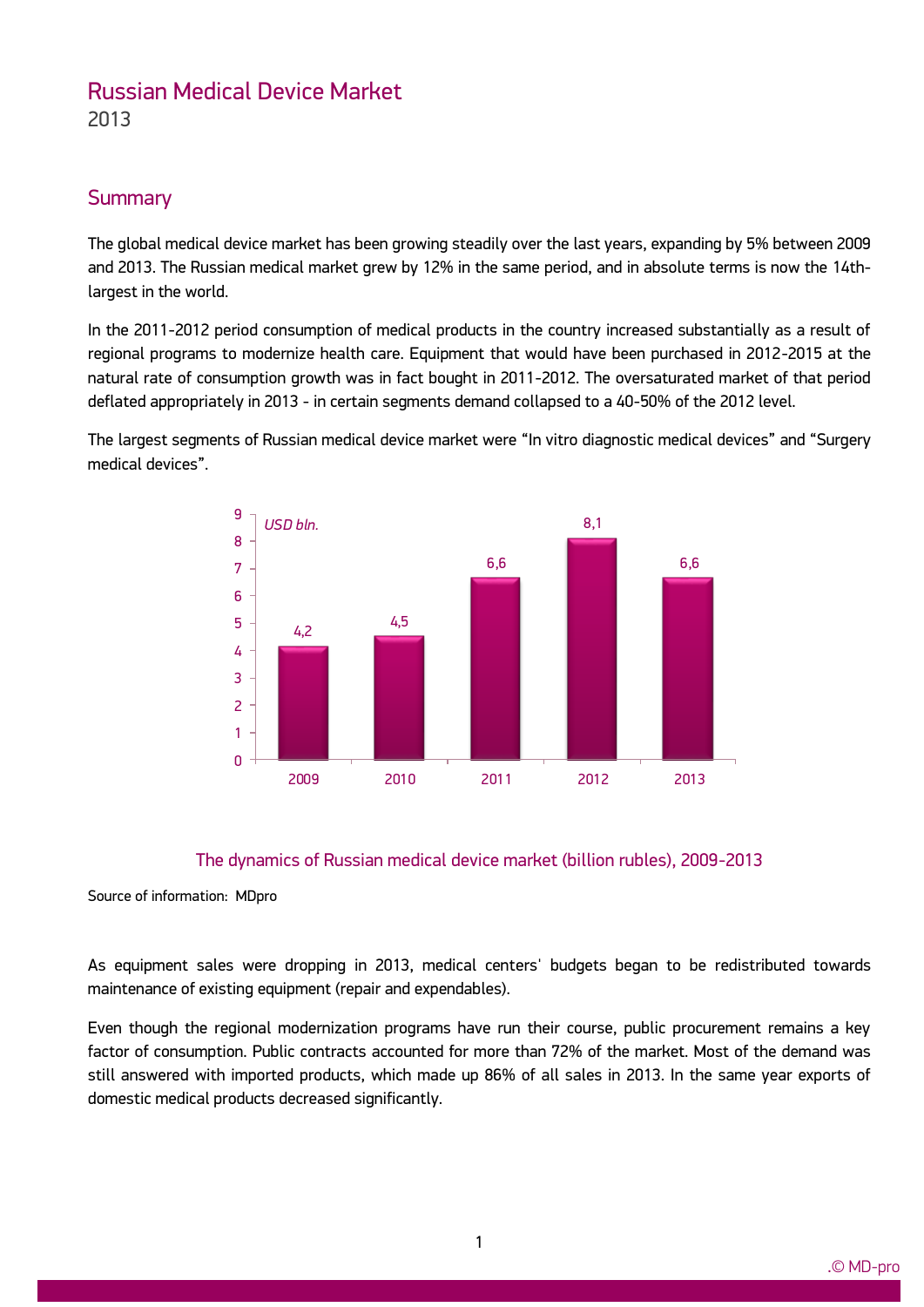# Russian Medical Device Market

2013

## Summary

The global medical device market has been growing steadily over the last years, expanding by 5% between 2009 and 2013. The Russian medical market grew by 12% in the same period, and in absolute terms is now the 14th-largest in the world.

In the 2011-2012 period consumption of medical products in the country increased substantially as a result of regional programs to modernize health care. Equipment that would have been purchased in 2012-2015 at the natural rate of consumption growth was in fact bought in 2011-2012. The oversaturated market of that period deflated appropriately in 2013 - in certain segments demand collapsed to a 40-50% of the 2012 level.

The largest segments of Russian medical device market were “In vitro diagnostic medical devices” and “Surgery medical devices”.

USD bln.

9
8
7
6
5
4
3
2
1
0

4,2
4,5
6,6
8,1
6,6

2009
2010
2011
2012
2013

The dynamics of Russian medical device market (billion rubles), 2009-2013

Source of information: MDpro

As equipment sales were dropping in 2013, medical centers' budgets began to be redistributed towards maintenance of existing equipment (repair and expendables).

Even though the regional modernization programs have run their course, public procurement remains a key factor of consumption. Public contracts accounted for more than 72% of the market. Most of the demand was still answered with imported products, which made up 86% of all sales in 2013. In the same year exports of domestic medical products decreased significantly.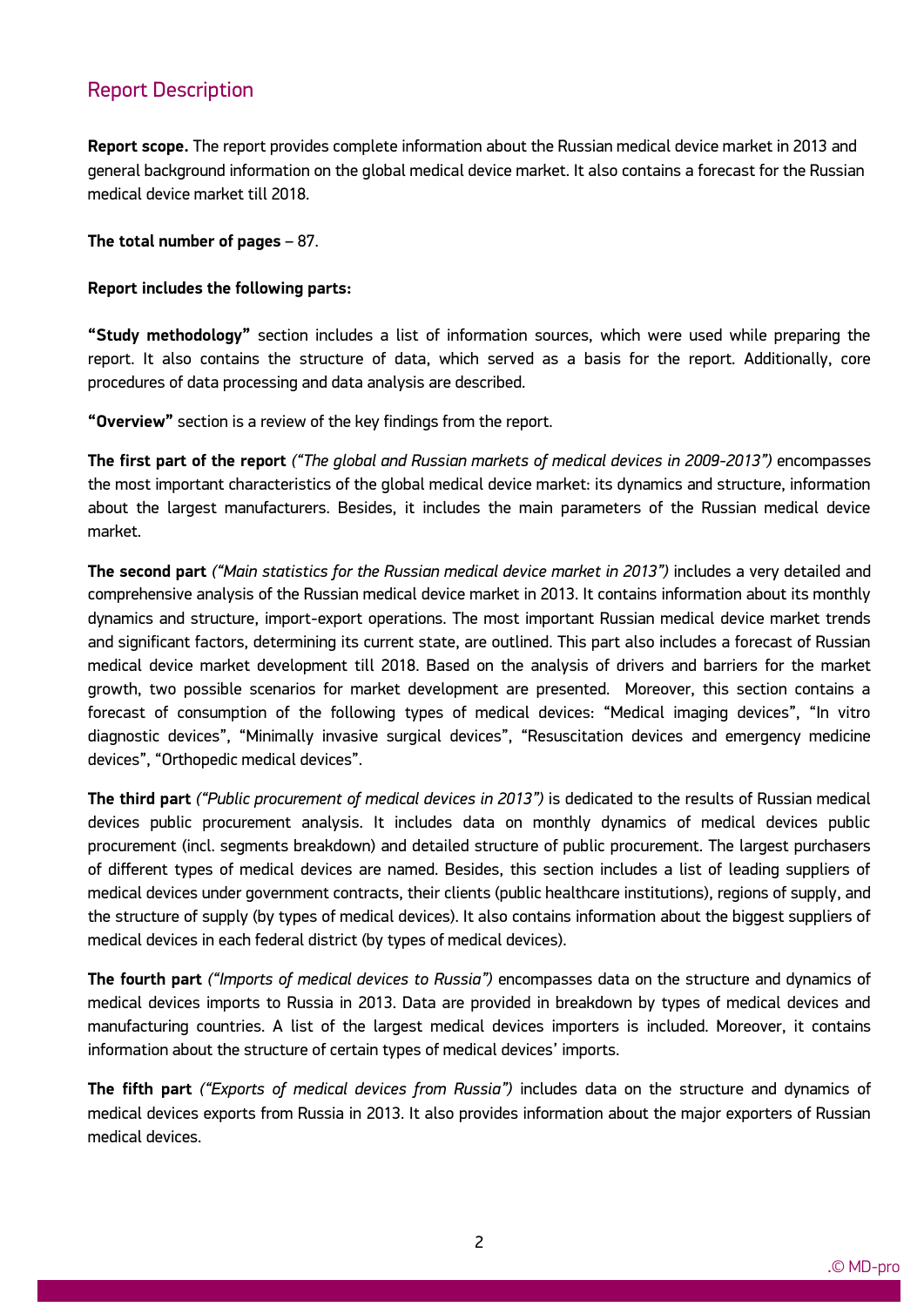## Report Description

**Report scope.** The report provides complete information about the Russian medical device market in 2013 and general background information on the global medical device market. It also contains a forecast for the Russian medical device market till 2018.

**The total number of pages** – 87.

**Report includes the following parts:**

**"Study methodology"** section includes a list of information sources, which were used while preparing the report. It also contains the structure of data, which served as a basis for the report. Additionally, core procedures of data processing and data analysis are described.

**"Overview"** section is a review of the key findings from the report.

**The first part of the report** *("The global and Russian markets of medical devices in 2009-2013")* encompasses the most important characteristics of the global medical device market: its dynamics and structure, information about the largest manufacturers. Besides, it includes the main parameters of the Russian medical device market.

**The second part** *("Main statistics for the Russian medical device market in 2013")* includes a very detailed and comprehensive analysis of the Russian medical device market in 2013. It contains information about its monthly dynamics and structure, import-export operations. The most important Russian medical device market trends and significant factors, determining its current state, are outlined. This part also includes a forecast of Russian medical device market development till 2018. Based on the analysis of drivers and barriers for the market growth, two possible scenarios for market development are presented. Moreover, this section contains a forecast of consumption of the following types of medical devices: "Medical imaging devices", "In vitro diagnostic devices", "Minimally invasive surgical devices", "Resuscitation devices and emergency medicine devices", "Orthopedic medical devices".

**The third part** *("Public procurement of medical devices in 2013")* is dedicated to the results of Russian medical devices public procurement analysis. It includes data on monthly dynamics of medical devices public procurement (incl. segments breakdown) and detailed structure of public procurement. The largest purchasers of different types of medical devices are named. Besides, this section includes a list of leading suppliers of medical devices under government contracts, their clients (public healthcare institutions), regions of supply, and the structure of supply (by types of medical devices). It also contains information about the biggest suppliers of medical devices in each federal district (by types of medical devices).

**The fourth part** *("Imports of medical devices to Russia")* encompasses data on the structure and dynamics of medical devices imports to Russia in 2013. Data are provided in breakdown by types of medical devices and manufacturing countries. A list of the largest medical devices importers is included. Moreover, it contains information about the structure of certain types of medical devices' imports.

**The fifth part** *("Exports of medical devices from Russia")* includes data on the structure and dynamics of medical devices exports from Russia in 2013. It also provides information about the major exporters of Russian medical devices.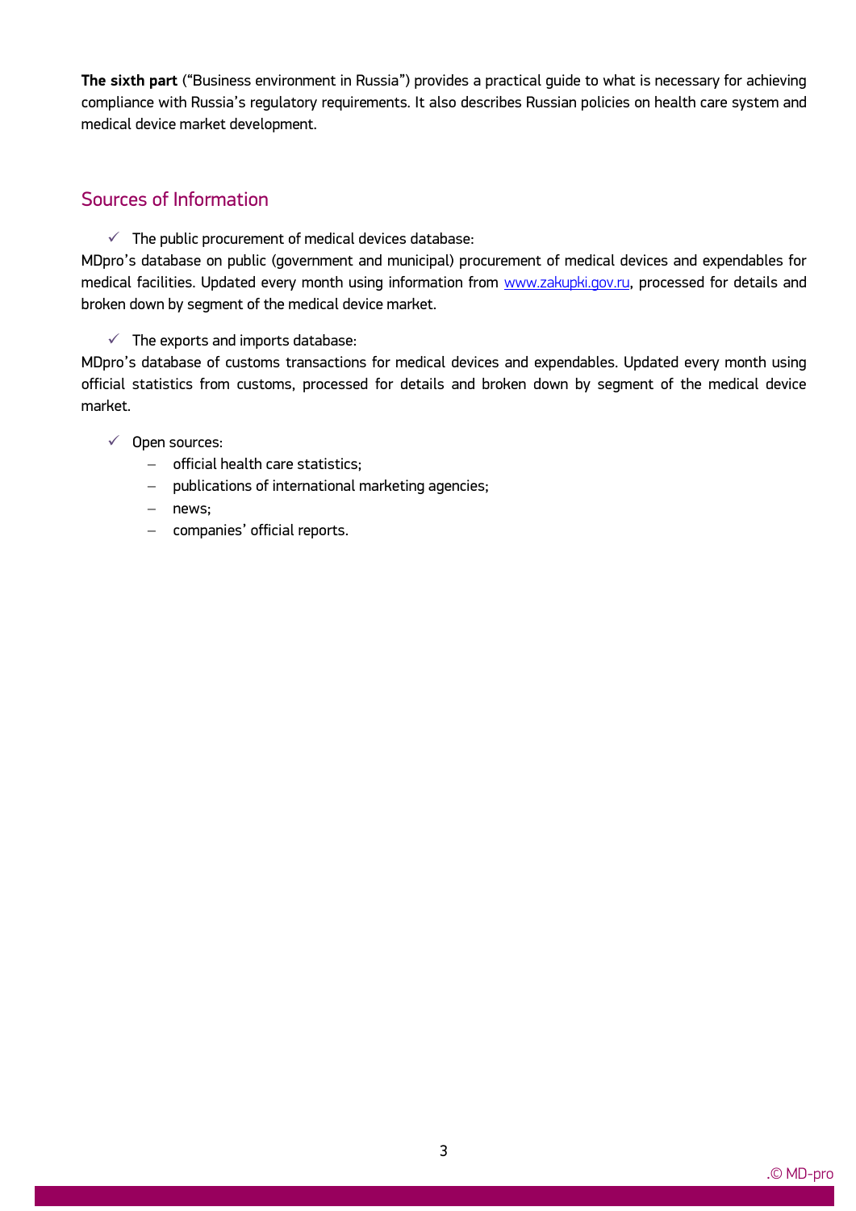**The sixth part** ("Business environment in Russia") provides a practical guide to what is necessary for achieving compliance with Russia's regulatory requirements. It also describes Russian policies on health care system and medical device market development.

## Sources of Information

- ✓ The public procurement of medical devices database:

MDpro's database on public (government and municipal) procurement of medical devices and expendables for medical facilities. Updated every month using information from [www.zakupki.gov.ru](http://www.zakupki.gov.ru), processed for details and broken down by segment of the medical device market.

- ✓ The exports and imports database:

MDpro's database of customs transactions for medical devices and expendables. Updated every month using official statistics from customs, processed for details and broken down by segment of the medical device market.

- ✓ Open sources:
  - official health care statistics;
  - publications of international marketing agencies;
  - news;
  - companies' official reports.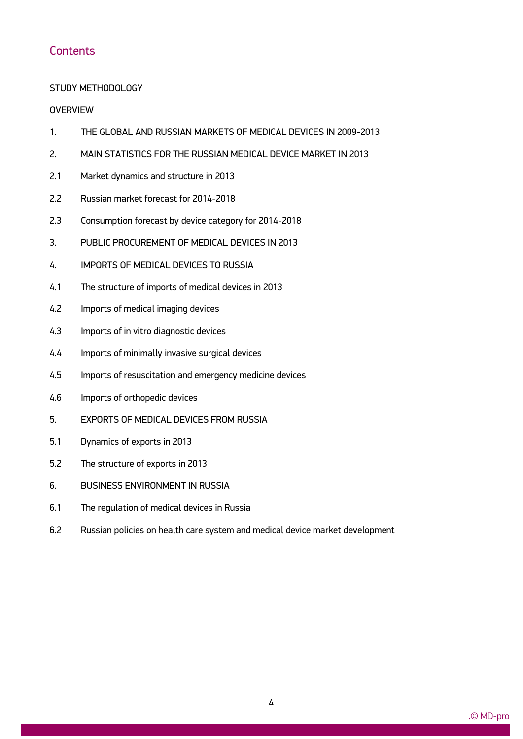# Contents

STUDY METHODOLOGY

OVERVIEW

1. THE GLOBAL AND RUSSIAN MARKETS OF MEDICAL DEVICES IN 2009-2013
2. MAIN STATISTICS FOR THE RUSSIAN MEDICAL DEVICE MARKET IN 2013

2.1 Market dynamics and structure in 2013

2.2 Russian market forecast for 2014-2018

2.3 Consumption forecast by device category for 2014-2018

3. PUBLIC PROCUREMENT OF MEDICAL DEVICES IN 2013
4. IMPORTS OF MEDICAL DEVICES TO RUSSIA

4.1 The structure of imports of medical devices in 2013

4.2 Imports of medical imaging devices

4.3 Imports of in vitro diagnostic devices

4.4 Imports of minimally invasive surgical devices

4.5 Imports of resuscitation and emergency medicine devices

4.6 Imports of orthopedic devices

5. EXPORTS OF MEDICAL DEVICES FROM RUSSIA

5.1 Dynamics of exports in 2013

5.2 The structure of exports in 2013

6. BUSINESS ENVIRONMENT IN RUSSIA

6.1 The regulation of medical devices in Russia

6.2 Russian policies on health care system and medical device market development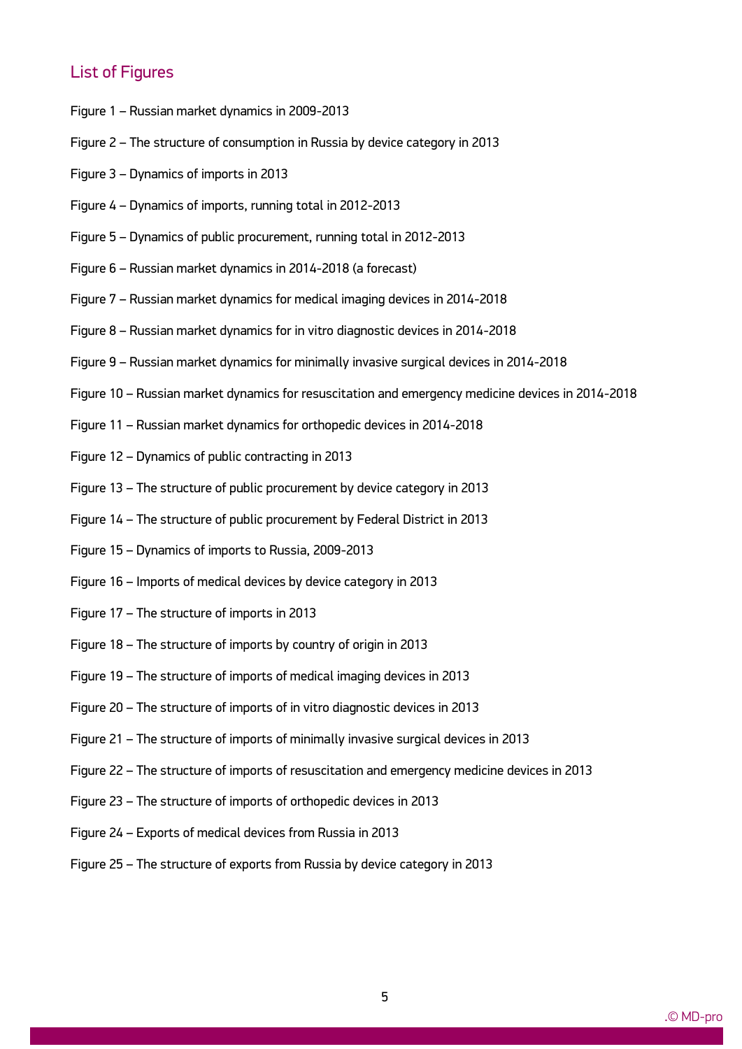## List of Figures

Figure 1 – Russian market dynamics in 2009-2013

Figure 2 – The structure of consumption in Russia by device category in 2013

Figure 3 – Dynamics of imports in 2013

Figure 4 – Dynamics of imports, running total in 2012-2013

Figure 5 – Dynamics of public procurement, running total in 2012-2013

Figure 6 – Russian market dynamics in 2014-2018 (a forecast)

Figure 7 – Russian market dynamics for medical imaging devices in 2014-2018

Figure 8 – Russian market dynamics for in vitro diagnostic devices in 2014-2018

Figure 9 – Russian market dynamics for minimally invasive surgical devices in 2014-2018

Figure 10 – Russian market dynamics for resuscitation and emergency medicine devices in 2014-2018

Figure 11 – Russian market dynamics for orthopedic devices in 2014-2018

Figure 12 – Dynamics of public contracting in 2013

Figure 13 – The structure of public procurement by device category in 2013

Figure 14 – The structure of public procurement by Federal District in 2013

Figure 15 – Dynamics of imports to Russia, 2009-2013

Figure 16 – Imports of medical devices by device category in 2013

Figure 17 – The structure of imports in 2013

Figure 18 – The structure of imports by country of origin in 2013

Figure 19 – The structure of imports of medical imaging devices in 2013

Figure 20 – The structure of imports of in vitro diagnostic devices in 2013

Figure 21 – The structure of imports of minimally invasive surgical devices in 2013

Figure 22 – The structure of imports of resuscitation and emergency medicine devices in 2013

Figure 23 – The structure of imports of orthopedic devices in 2013

Figure 24 – Exports of medical devices from Russia in 2013

Figure 25 – The structure of exports from Russia by device category in 2013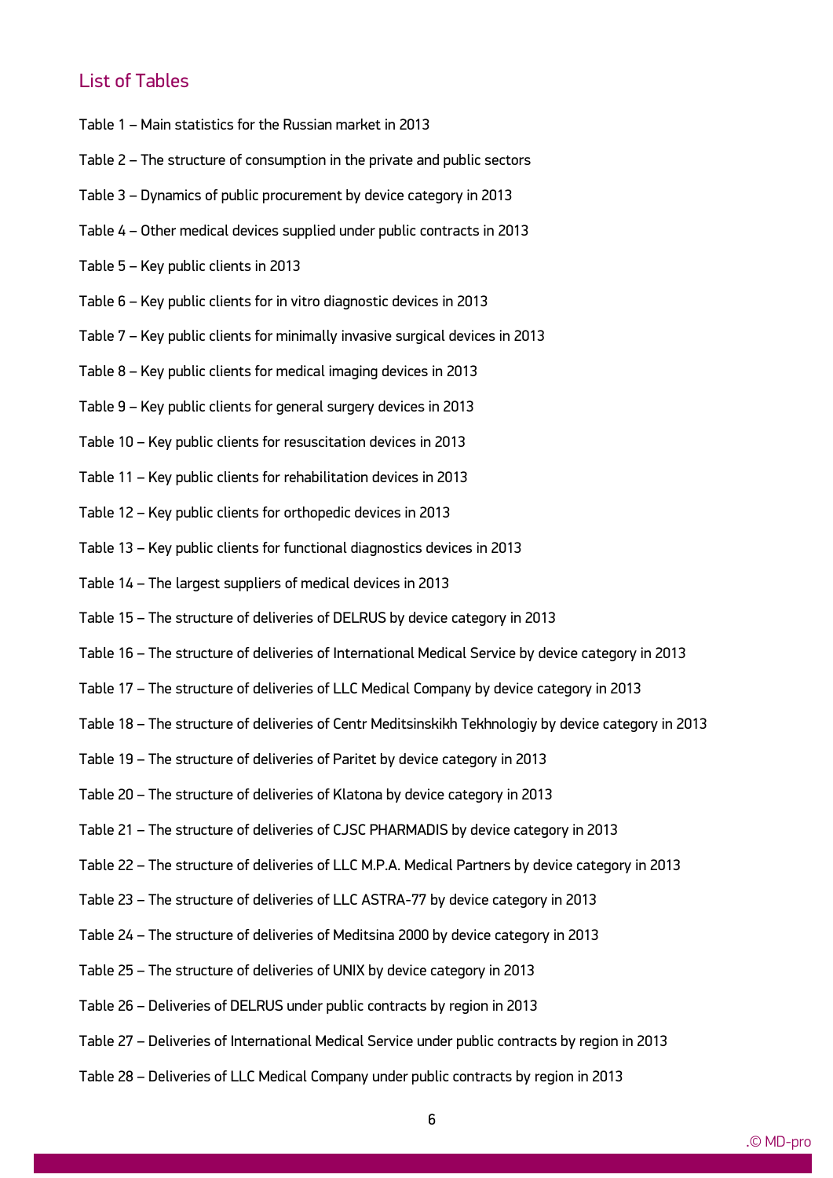## List of Tables

Table 1 – Main statistics for the Russian market in 2013

Table 2 – The structure of consumption in the private and public sectors

Table 3 – Dynamics of public procurement by device category in 2013

Table 4 – Other medical devices supplied under public contracts in 2013

Table 5 – Key public clients in 2013

Table 6 – Key public clients for in vitro diagnostic devices in 2013

Table 7 – Key public clients for minimally invasive surgical devices in 2013

Table 8 – Key public clients for medical imaging devices in 2013

Table 9 – Key public clients for general surgery devices in 2013

Table 10 – Key public clients for resuscitation devices in 2013

Table 11 – Key public clients for rehabilitation devices in 2013

Table 12 – Key public clients for orthopedic devices in 2013

Table 13 – Key public clients for functional diagnostics devices in 2013

Table 14 – The largest suppliers of medical devices in 2013

Table 15 – The structure of deliveries of DELRUS by device category in 2013

Table 16 – The structure of deliveries of International Medical Service by device category in 2013

Table 17 – The structure of deliveries of LLC Medical Company by device category in 2013

Table 18 – The structure of deliveries of Centr Meditsinskikh Tekhnologiy by device category in 2013

Table 19 – The structure of deliveries of Paritet by device category in 2013

Table 20 – The structure of deliveries of Klatona by device category in 2013

Table 21 – The structure of deliveries of CJSC PHARMADIS by device category in 2013

Table 22 – The structure of deliveries of LLC M.P.A. Medical Partners by device category in 2013

Table 23 – The structure of deliveries of LLC ASTRA-77 by device category in 2013

Table 24 – The structure of deliveries of Meditsina 2000 by device category in 2013

Table 25 – The structure of deliveries of UNIX by device category in 2013

Table 26 – Deliveries of DELRUS under public contracts by region in 2013

Table 27 – Deliveries of International Medical Service under public contracts by region in 2013

Table 28 – Deliveries of LLC Medical Company under public contracts by region in 2013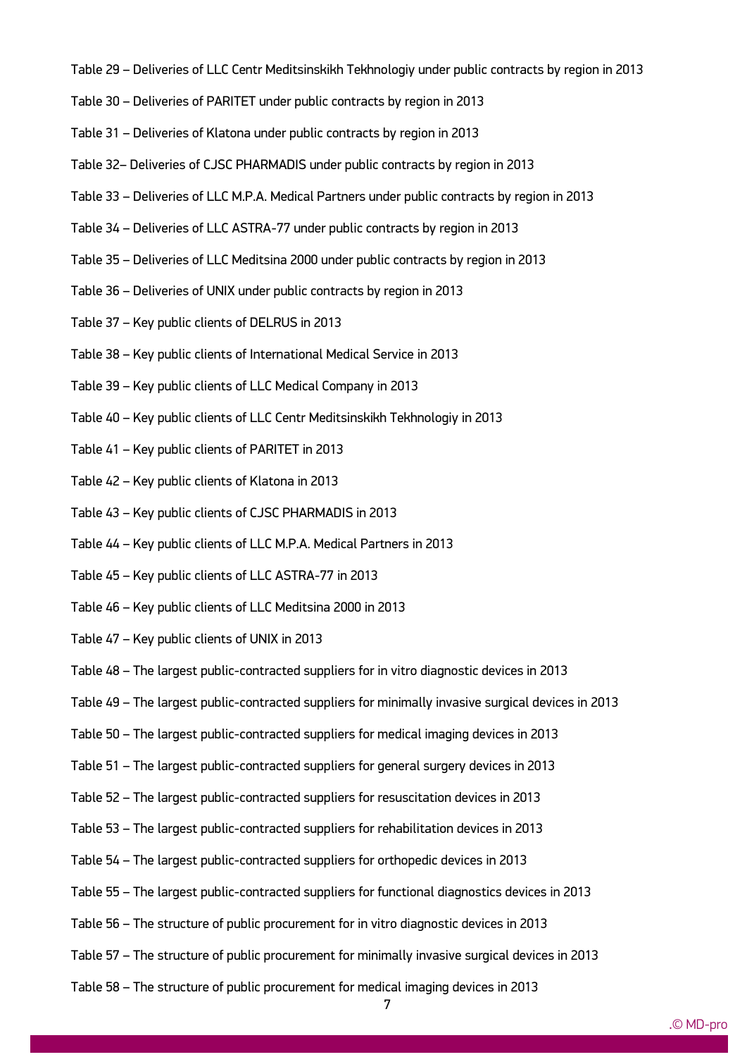Table 29 – Deliveries of LLC Centr Meditsinskikh Tekhnologiy under public contracts by region in 2013

Table 30 – Deliveries of PARITET under public contracts by region in 2013

Table 31 – Deliveries of Klatona under public contracts by region in 2013

Table 32– Deliveries of CJSC PHARMADIS under public contracts by region in 2013

Table 33 – Deliveries of LLC M.P.A. Medical Partners under public contracts by region in 2013

Table 34 – Deliveries of LLC ASTRA-77 under public contracts by region in 2013

Table 35 – Deliveries of LLC Meditsina 2000 under public contracts by region in 2013

Table 36 – Deliveries of UNIX under public contracts by region in 2013

Table 37 – Key public clients of DELRUS in 2013

Table 38 – Key public clients of International Medical Service in 2013

Table 39 – Key public clients of LLC Medical Company in 2013

Table 40 – Key public clients of LLC Centr Meditsinskikh Tekhnologiy in 2013

Table 41 – Key public clients of PARITET in 2013

Table 42 – Key public clients of Klatona in 2013

Table 43 – Key public clients of CJSC PHARMADIS in 2013

Table 44 – Key public clients of LLC M.P.A. Medical Partners in 2013

Table 45 – Key public clients of LLC ASTRA-77 in 2013

Table 46 – Key public clients of LLC Meditsina 2000 in 2013

Table 47 – Key public clients of UNIX in 2013

Table 48 – The largest public-contracted suppliers for in vitro diagnostic devices in 2013

Table 49 – The largest public-contracted suppliers for minimally invasive surgical devices in 2013

Table 50 – The largest public-contracted suppliers for medical imaging devices in 2013

Table 51 – The largest public-contracted suppliers for general surgery devices in 2013

Table 52 – The largest public-contracted suppliers for resuscitation devices in 2013

Table 53 – The largest public-contracted suppliers for rehabilitation devices in 2013

Table 54 – The largest public-contracted suppliers for orthopedic devices in 2013

Table 55 – The largest public-contracted suppliers for functional diagnostics devices in 2013

Table 56 – The structure of public procurement for in vitro diagnostic devices in 2013

Table 57 – The structure of public procurement for minimally invasive surgical devices in 2013

Table 58 – The structure of public procurement for medical imaging devices in 2013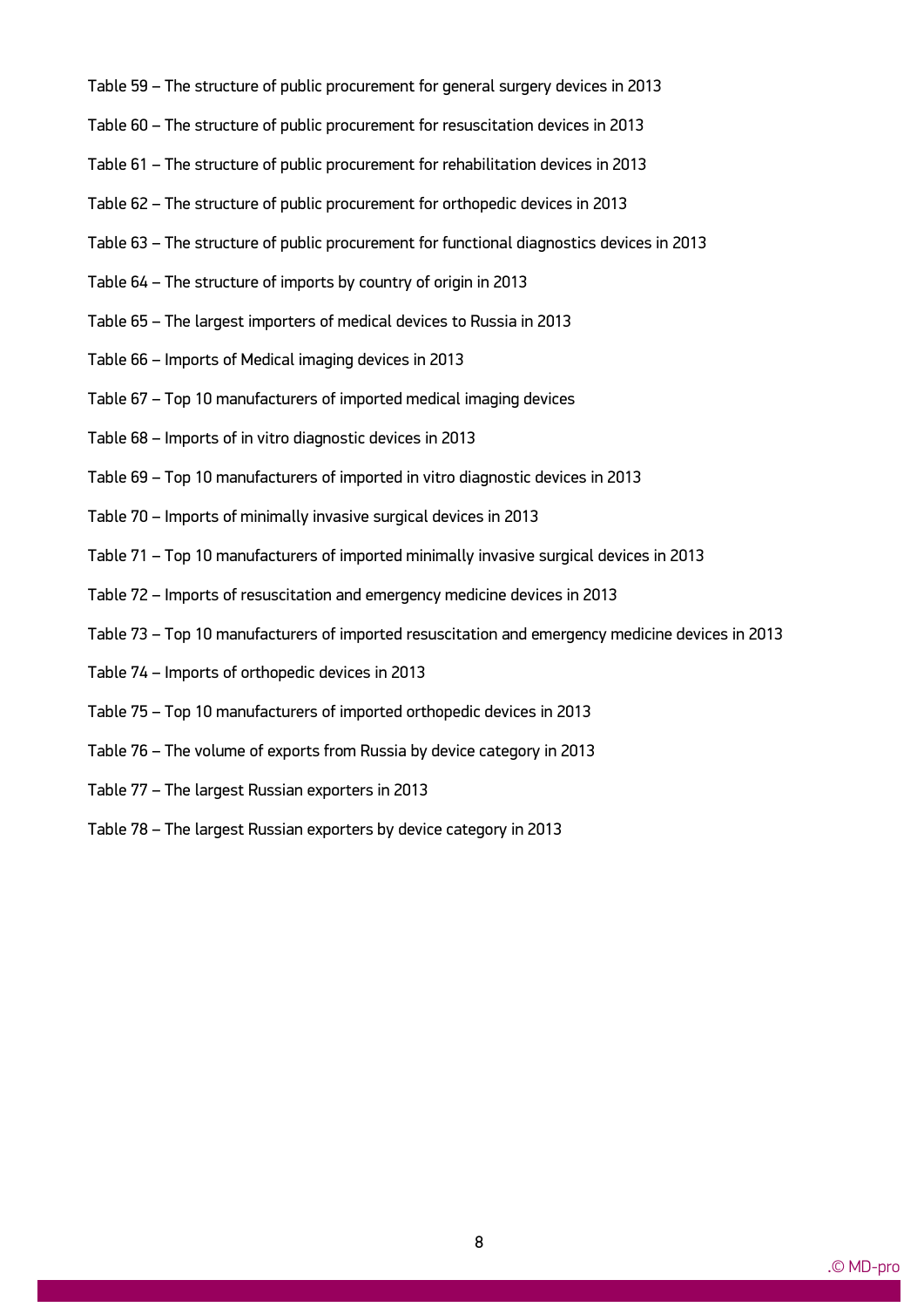Table 59 – The structure of public procurement for general surgery devices in 2013

Table 60 – The structure of public procurement for resuscitation devices in 2013

Table 61 – The structure of public procurement for rehabilitation devices in 2013

Table 62 – The structure of public procurement for orthopedic devices in 2013

Table 63 – The structure of public procurement for functional diagnostics devices in 2013

Table 64 – The structure of imports by country of origin in 2013

Table 65 – The largest importers of medical devices to Russia in 2013

Table 66 – Imports of Medical imaging devices in 2013

Table 67 – Top 10 manufacturers of imported medical imaging devices

Table 68 – Imports of in vitro diagnostic devices in 2013

Table 69 – Top 10 manufacturers of imported in vitro diagnostic devices in 2013

Table 70 – Imports of minimally invasive surgical devices in 2013

Table 71 – Top 10 manufacturers of imported minimally invasive surgical devices in 2013

Table 72 – Imports of resuscitation and emergency medicine devices in 2013

Table 73 – Top 10 manufacturers of imported resuscitation and emergency medicine devices in 2013

Table 74 – Imports of orthopedic devices in 2013

Table 75 – Top 10 manufacturers of imported orthopedic devices in 2013

Table 76 – The volume of exports from Russia by device category in 2013

Table 77 – The largest Russian exporters in 2013

Table 78 – The largest Russian exporters by device category in 2013